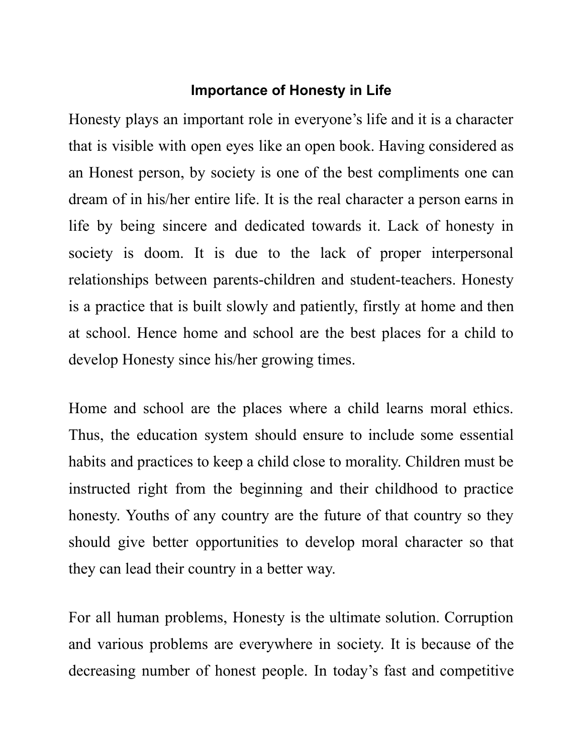# Importance of Honesty in Life

Honesty plays an important role in everyone's life and it is a character that is visible with open eyes like an open book. Having considered as an Honest person, by society is one of the best compliments one can dream of in his/her entire life. It is the real character a person earns in life by being sincere and dedicated towards it. Lack of honesty in society is doom. It is due to the lack of proper interpersonal relationships between parents-children and student-teachers. Honesty is a practice that is built slowly and patiently, firstly at home and then at school. Hence home and school are the best places for a child to develop Honesty since his/her growing times.

Home and school are the places where a child learns moral ethics. Thus, the education system should ensure to include some essential habits and practices to keep a child close to morality. Children must be instructed right from the beginning and their childhood to practice honesty. Youths of any country are the future of that country so they should give better opportunities to develop moral character so that they can lead their country in a better way.

For all human problems, Honesty is the ultimate solution. Corruption and various problems are everywhere in society. It is because of the decreasing number of honest people. In today's fast and competitive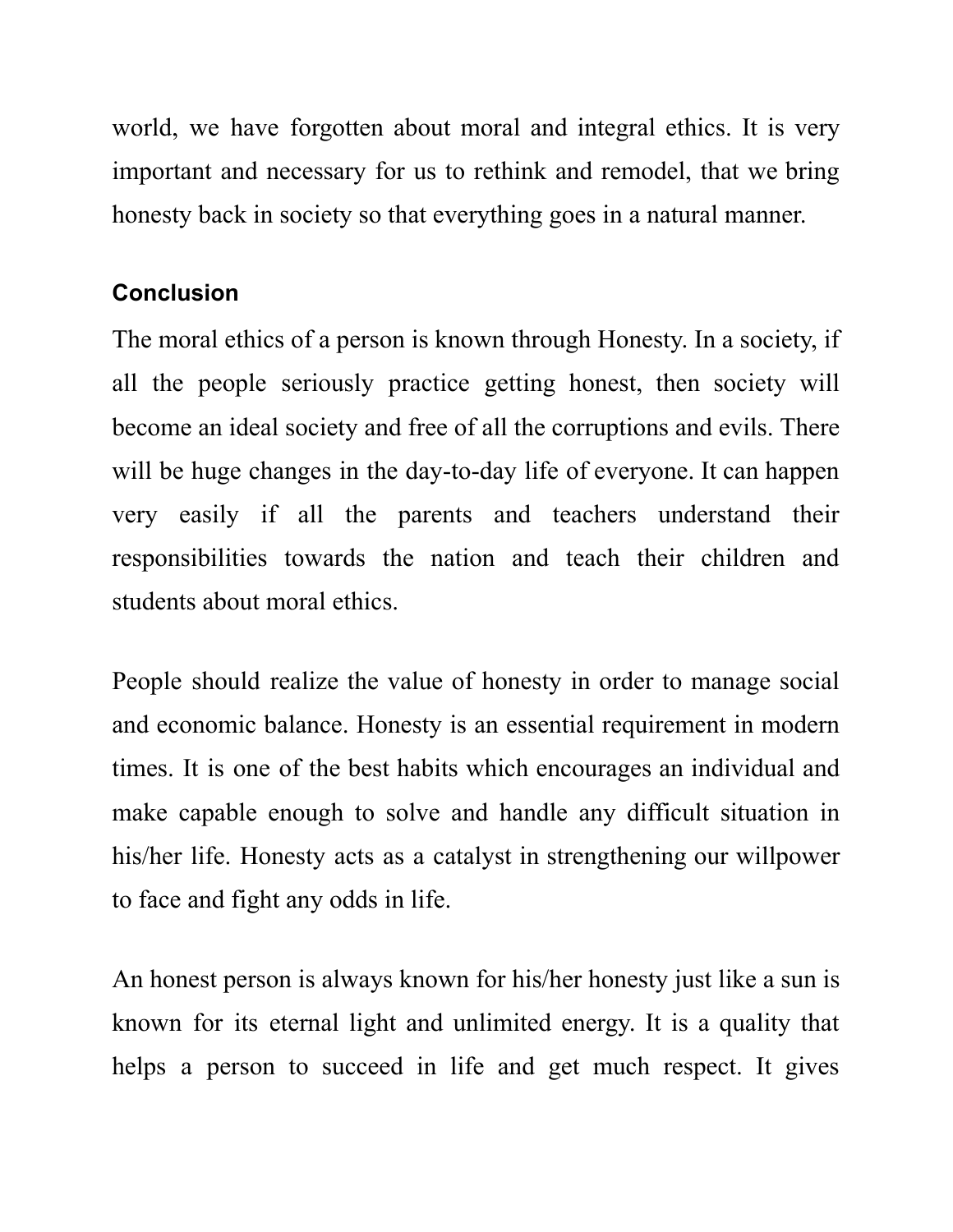world, we have forgotten about moral and integral ethics. It is very important and necessary for us to rethink and remodel, that we bring honesty back in society so that everything goes in a natural manner.

**Conclusion**

The moral ethics of a person is known through Honesty. In a society, if all the people seriously practice getting honest, then society will become an ideal society and free of all the corruptions and evils. There will be huge changes in the day-to-day life of everyone. It can happen very easily if all the parents and teachers understand their responsibilities towards the nation and teach their children and students about moral ethics.

People should realize the value of honesty in order to manage social and economic balance. Honesty is an essential requirement in modern times. It is one of the best habits which encourages an individual and make capable enough to solve and handle any difficult situation in his/her life. Honesty acts as a catalyst in strengthening our willpower to face and fight any odds in life.

An honest person is always known for his/her honesty just like a sun is known for its eternal light and unlimited energy. It is a quality that helps a person to succeed in life and get much respect. It gives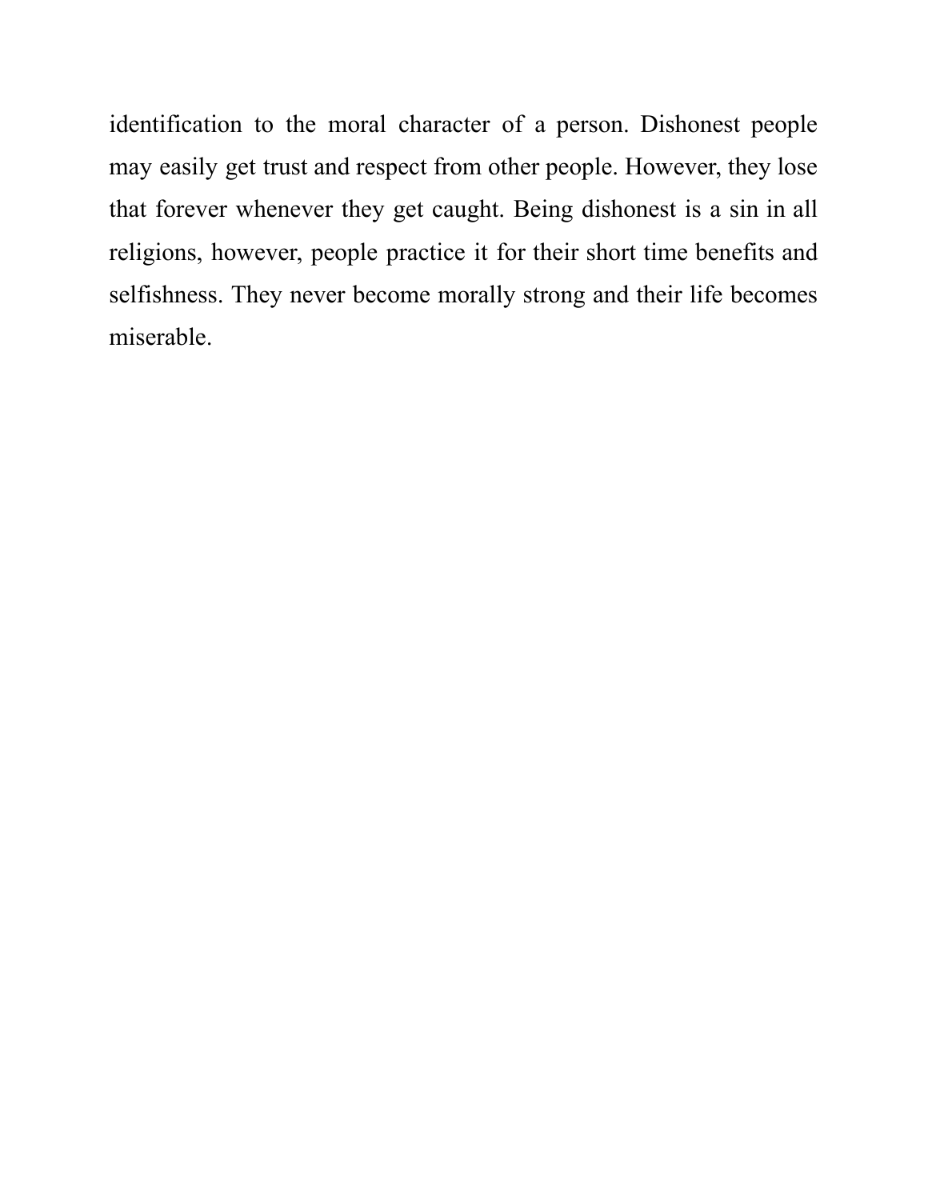identification to the moral character of a person. Dishonest people may easily get trust and respect from other people. However, they lose that forever whenever they get caught. Being dishonest is a sin in all religions, however, people practice it for their short time benefits and selfishness. They never become morally strong and their life becomes miserable.